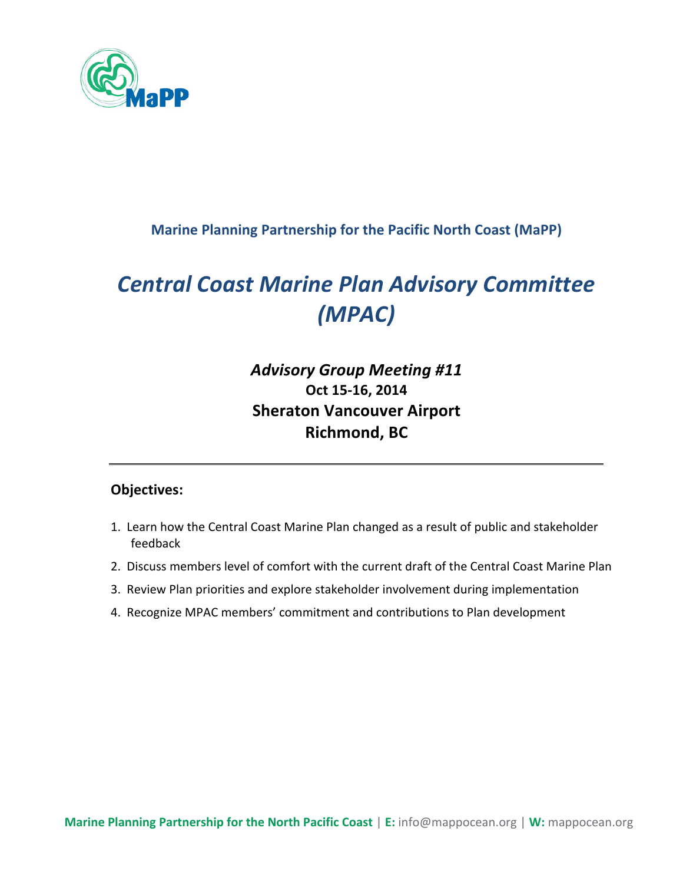**Marine Planning Partnership for the Pacific North Coast (MaPP)**

# *Central Coast Marine Plan Advisory Committee (MPAC)*

## *Advisory Group Meeting #11*

**Oct 15-16, 2014**

**Sheraton Vancouver Airport**

**Richmond, BC**

---

### Objectives:

1. Learn how the Central Coast Marine Plan changed as a result of public and stakeholder feedback
2. Discuss members level of comfort with the current draft of the Central Coast Marine Plan
3. Review Plan priorities and explore stakeholder involvement during implementation
4. Recognize MPAC members' commitment and contributions to Plan development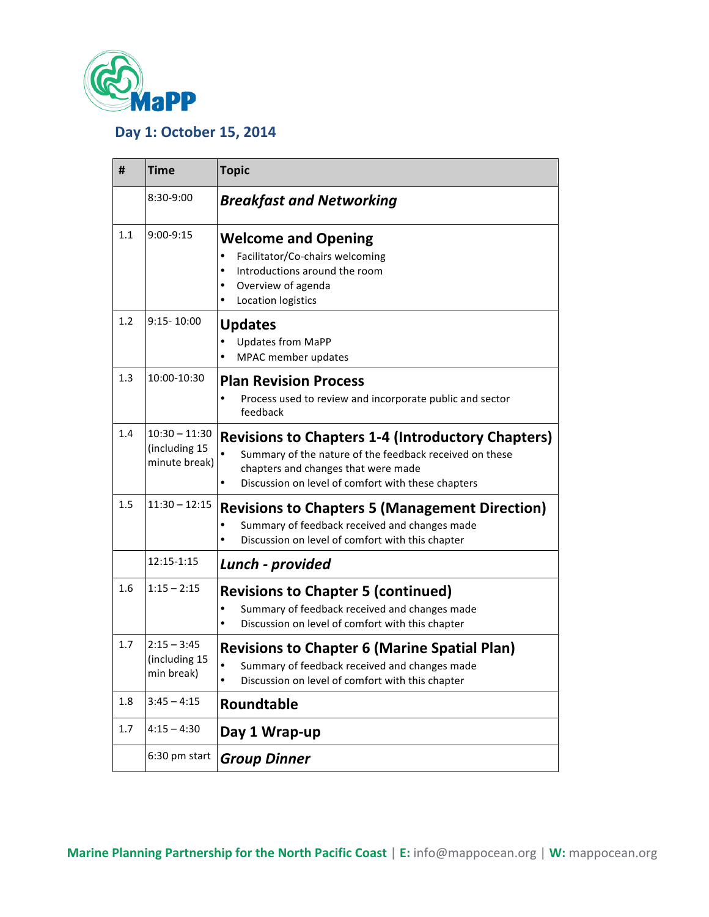MaPP

## Day 1: October 15, 2014

| # | Time | Topic |
|---|---|---|
| | 8:30-9:00 | ***Breakfast and Networking*** |
| 1.1 | 9:00-9:15 | **Welcome and Opening**<br>• Facilitator/Co-chairs welcoming<br>• Introductions around the room<br>• Overview of agenda<br>• Location logistics |
| 1.2 | 9:15- 10:00 | **Updates**<br>• Updates from MaPP<br>• MPAC member updates |
| 1.3 | 10:00-10:30 | **Plan Revision Process**<br>• Process used to review and incorporate public and sector feedback |
| 1.4 | 10:30 – 11:30 (including 15 minute break) | **Revisions to Chapters 1-4 (Introductory Chapters)**<br>• Summary of the nature of the feedback received on these chapters and changes that were made<br>• Discussion on level of comfort with these chapters |
| 1.5 | 11:30 – 12:15 | **Revisions to Chapters 5 (Management Direction)**<br>• Summary of feedback received and changes made<br>• Discussion on level of comfort with this chapter |
| | 12:15-1:15 | ***Lunch - provided*** |
| 1.6 | 1:15 – 2:15 | **Revisions to Chapter 5 (continued)**<br>• Summary of feedback received and changes made<br>• Discussion on level of comfort with this chapter |
| 1.7 | 2:15 – 3:45 (including 15 min break) | **Revisions to Chapter 6 (Marine Spatial Plan)**<br>• Summary of feedback received and changes made<br>• Discussion on level of comfort with this chapter |
| 1.8 | 3:45 – 4:15 | **Roundtable** |
| 1.7 | 4:15 – 4:30 | **Day 1 Wrap-up** |
| | 6:30 pm start | ***Group Dinner*** |

**Marine Planning Partnership for the North Pacific Coast** | **E:** info@mappocean.org | **W:** mappocean.org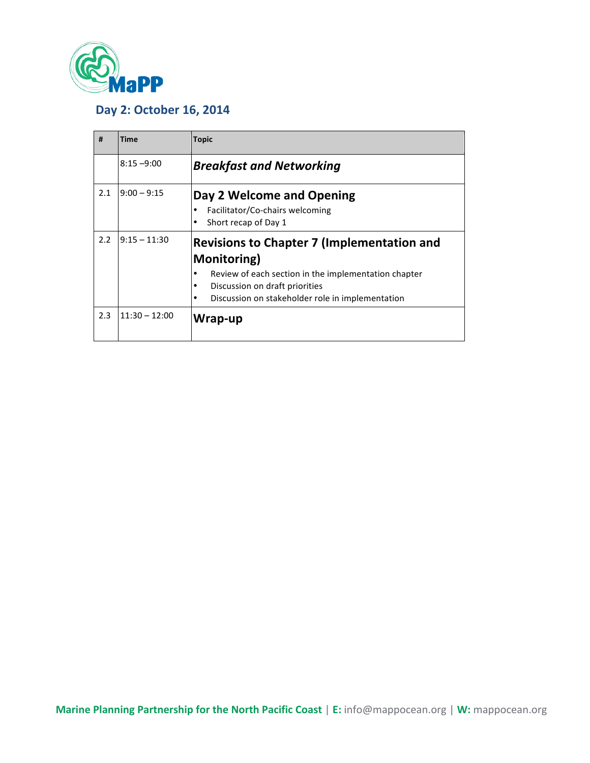MaPP

## Day 2: October 16, 2014

| # | Time | Topic |
|---|---|---|
| | 8:15 –9:00 | ***Breakfast and Networking*** |
| 2.1 | 9:00 – 9:15 | **Day 2 Welcome and Opening**<br>• Facilitator/Co-chairs welcoming<br>• Short recap of Day 1 |
| 2.2 | 9:15 – 11:30 | **Revisions to Chapter 7 (Implementation and Monitoring)**<br>• Review of each section in the implementation chapter<br>• Discussion on draft priorities<br>• Discussion on stakeholder role in implementation |
| 2.3 | 11:30 – 12:00 | **Wrap-up** |

**Marine Planning Partnership for the North Pacific Coast** | **E:** info@mappocean.org | **W:** mappocean.org